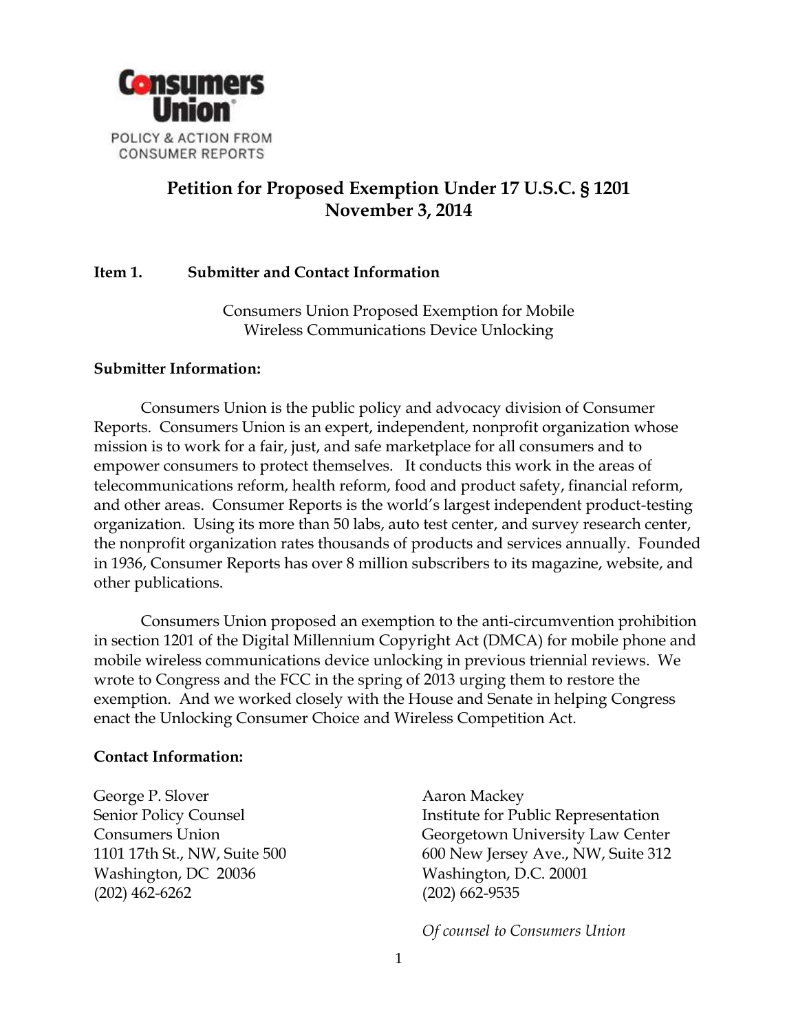Consumers Union

POLICY & ACTION FROM CONSUMER REPORTS

# Petition for Proposed Exemption Under 17 U.S.C. § 1201
# November 3, 2014

## Item 1. Submitter and Contact Information

Consumers Union Proposed Exemption for Mobile Wireless Communications Device Unlocking

### Submitter Information:

Consumers Union is the public policy and advocacy division of Consumer Reports. Consumers Union is an expert, independent, nonprofit organization whose mission is to work for a fair, just, and safe marketplace for all consumers and to empower consumers to protect themselves. It conducts this work in the areas of telecommunications reform, health reform, food and product safety, financial reform, and other areas. Consumer Reports is the world's largest independent product-testing organization. Using its more than 50 labs, auto test center, and survey research center, the nonprofit organization rates thousands of products and services annually. Founded in 1936, Consumer Reports has over 8 million subscribers to its magazine, website, and other publications.

Consumers Union proposed an exemption to the anti-circumvention prohibition in section 1201 of the Digital Millennium Copyright Act (DMCA) for mobile phone and mobile wireless communications device unlocking in previous triennial reviews. We wrote to Congress and the FCC in the spring of 2013 urging them to restore the exemption. And we worked closely with the House and Senate in helping Congress enact the Unlocking Consumer Choice and Wireless Competition Act.

### Contact Information:

George P. Slover
Senior Policy Counsel
Consumers Union
1101 17th St., NW, Suite 500
Washington, DC 20036
(202) 462-6262

Aaron Mackey
Institute for Public Representation
Georgetown University Law Center
600 New Jersey Ave., NW, Suite 312
Washington, D.C. 20001
(202) 662-9535

*Of counsel to Consumers Union*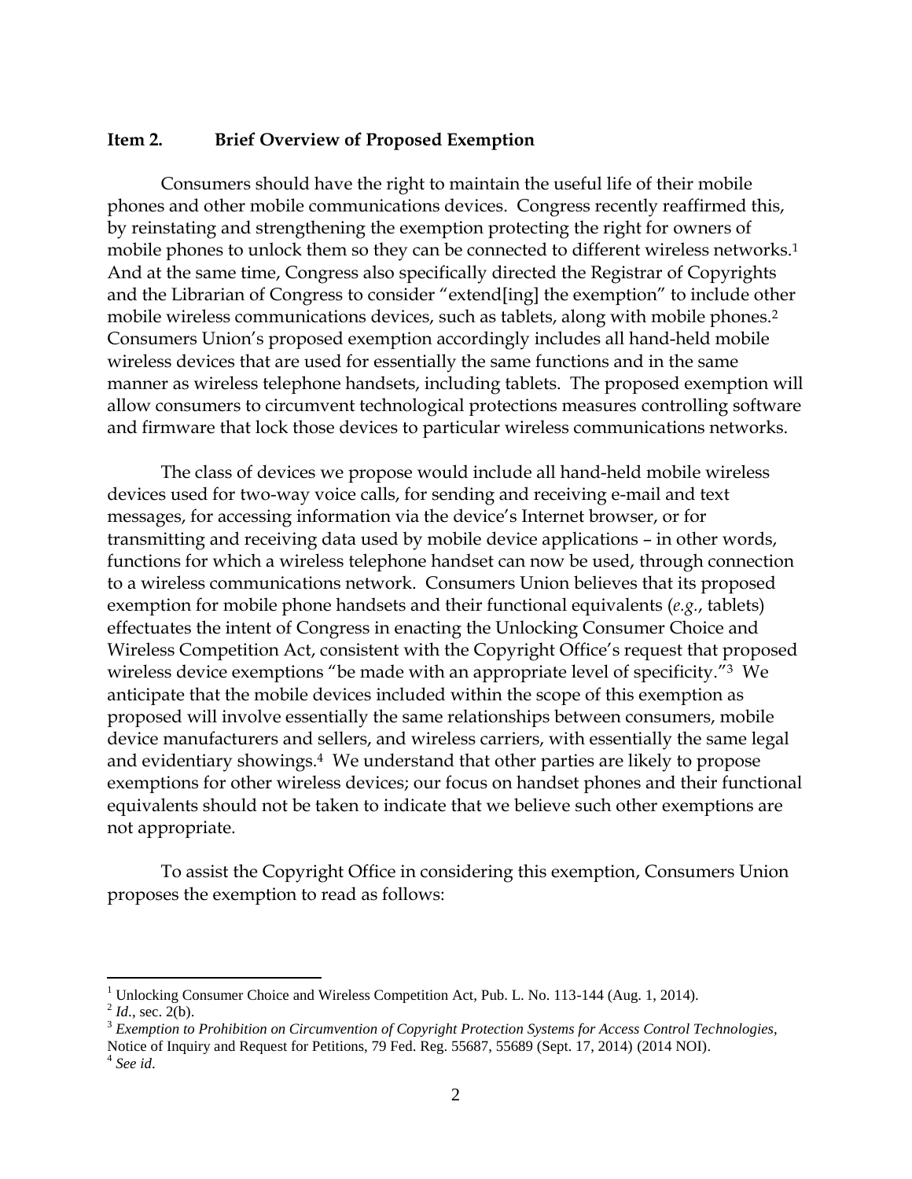**Item 2. Brief Overview of Proposed Exemption**

Consumers should have the right to maintain the useful life of their mobile phones and other mobile communications devices. Congress recently reaffirmed this, by reinstating and strengthening the exemption protecting the right for owners of mobile phones to unlock them so they can be connected to different wireless networks.[1] And at the same time, Congress also specifically directed the Registrar of Copyrights and the Librarian of Congress to consider "extend[ing] the exemption" to include other mobile wireless communications devices, such as tablets, along with mobile phones.[2] Consumers Union's proposed exemption accordingly includes all hand-held mobile wireless devices that are used for essentially the same functions and in the same manner as wireless telephone handsets, including tablets. The proposed exemption will allow consumers to circumvent technological protections measures controlling software and firmware that lock those devices to particular wireless communications networks.

The class of devices we propose would include all hand-held mobile wireless devices used for two-way voice calls, for sending and receiving e-mail and text messages, for accessing information via the device's Internet browser, or for transmitting and receiving data used by mobile device applications – in other words, functions for which a wireless telephone handset can now be used, through connection to a wireless communications network. Consumers Union believes that its proposed exemption for mobile phone handsets and their functional equivalents (*e.g.*, tablets) effectuates the intent of Congress in enacting the Unlocking Consumer Choice and Wireless Competition Act, consistent with the Copyright Office's request that proposed wireless device exemptions "be made with an appropriate level of specificity."[3] We anticipate that the mobile devices included within the scope of this exemption as proposed will involve essentially the same relationships between consumers, mobile device manufacturers and sellers, and wireless carriers, with essentially the same legal and evidentiary showings.[4] We understand that other parties are likely to propose exemptions for other wireless devices; our focus on handset phones and their functional equivalents should not be taken to indicate that we believe such other exemptions are not appropriate.

To assist the Copyright Office in considering this exemption, Consumers Union proposes the exemption to read as follows:

---

[1] Unlocking Consumer Choice and Wireless Competition Act, Pub. L. No. 113-144 (Aug. 1, 2014).

[2] *Id*., sec. 2(b).

[3] *Exemption to Prohibition on Circumvention of Copyright Protection Systems for Access Control Technologies*, Notice of Inquiry and Request for Petitions, 79 Fed. Reg. 55687, 55689 (Sept. 17, 2014) (2014 NOI).

[4] *See id*.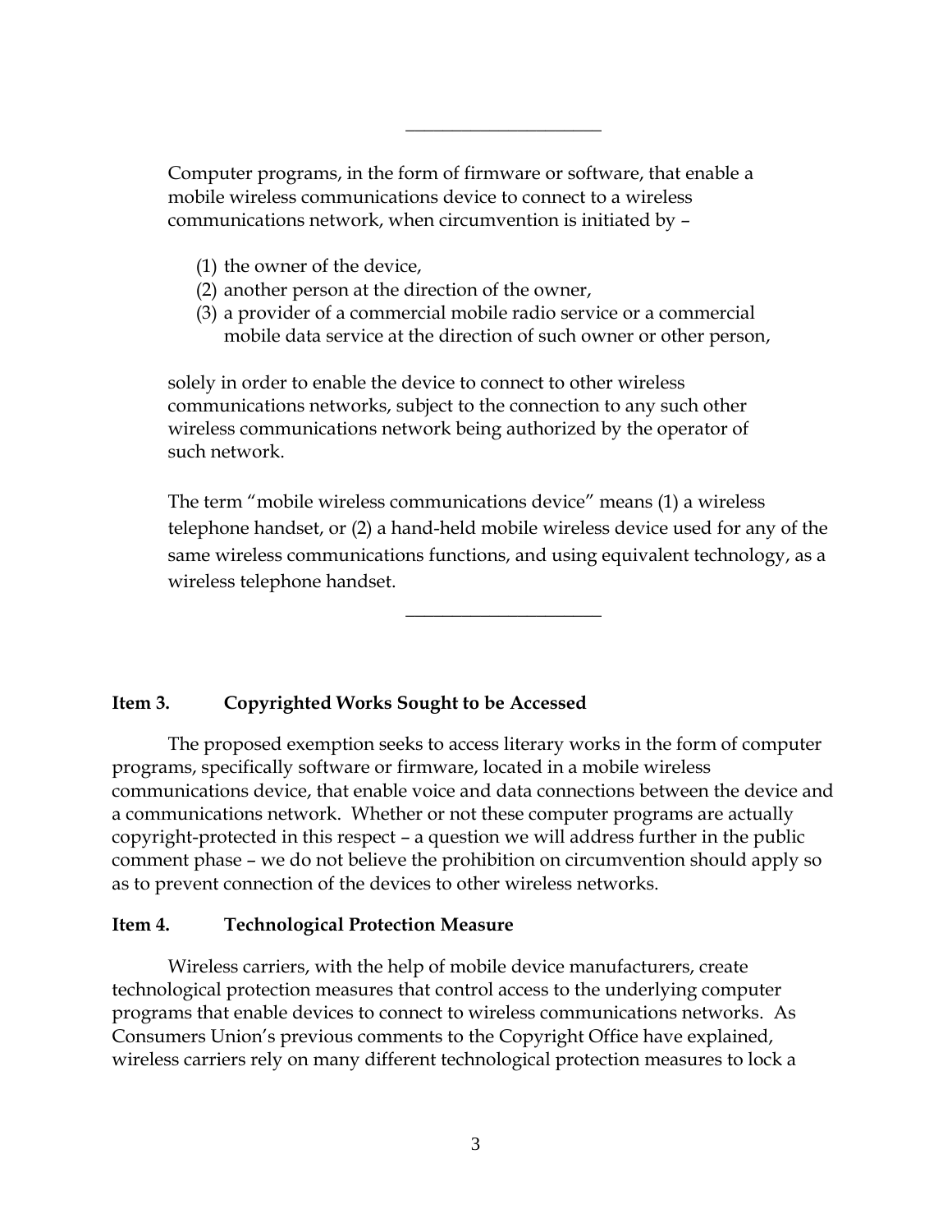---

Computer programs, in the form of firmware or software, that enable a mobile wireless communications device to connect to a wireless communications network, when circumvention is initiated by –

(1) the owner of the device,
(2) another person at the direction of the owner,
(3) a provider of a commercial mobile radio service or a commercial mobile data service at the direction of such owner or other person,

solely in order to enable the device to connect to other wireless communications networks, subject to the connection to any such other wireless communications network being authorized by the operator of such network.

The term "mobile wireless communications device" means (1) a wireless telephone handset, or (2) a hand-held mobile wireless device used for any of the same wireless communications functions, and using equivalent technology, as a wireless telephone handset.

---

## Item 3. Copyrighted Works Sought to be Accessed

The proposed exemption seeks to access literary works in the form of computer programs, specifically software or firmware, located in a mobile wireless communications device, that enable voice and data connections between the device and a communications network. Whether or not these computer programs are actually copyright-protected in this respect – a question we will address further in the public comment phase – we do not believe the prohibition on circumvention should apply so as to prevent connection of the devices to other wireless networks.

## Item 4. Technological Protection Measure

Wireless carriers, with the help of mobile device manufacturers, create technological protection measures that control access to the underlying computer programs that enable devices to connect to wireless communications networks. As Consumers Union's previous comments to the Copyright Office have explained, wireless carriers rely on many different technological protection measures to lock a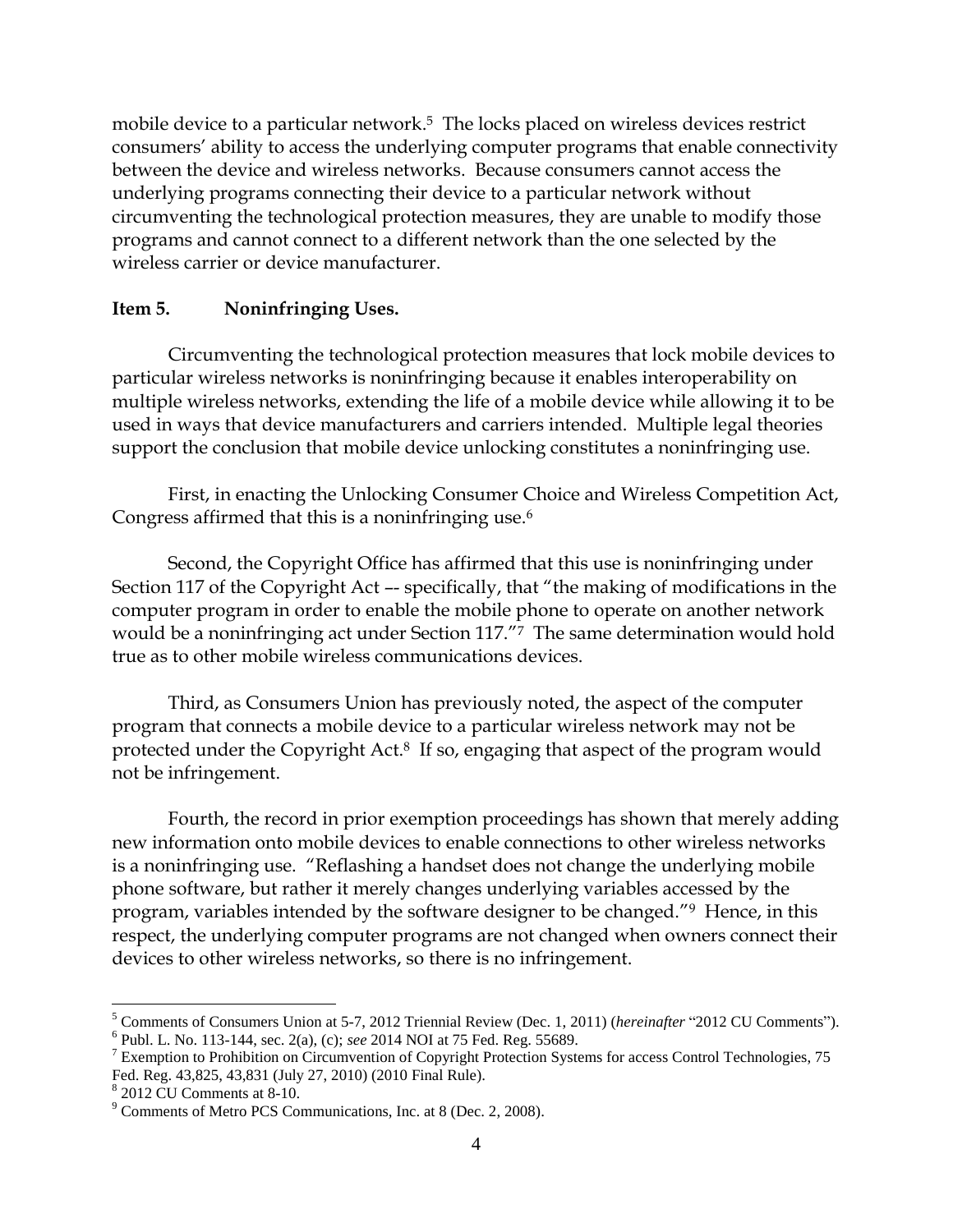mobile device to a particular network.[5] The locks placed on wireless devices restrict consumers' ability to access the underlying computer programs that enable connectivity between the device and wireless networks. Because consumers cannot access the underlying programs connecting their device to a particular network without circumventing the technological protection measures, they are unable to modify those programs and cannot connect to a different network than the one selected by the wireless carrier or device manufacturer.

**Item 5. Noninfringing Uses.**

Circumventing the technological protection measures that lock mobile devices to particular wireless networks is noninfringing because it enables interoperability on multiple wireless networks, extending the life of a mobile device while allowing it to be used in ways that device manufacturers and carriers intended. Multiple legal theories support the conclusion that mobile device unlocking constitutes a noninfringing use.

First, in enacting the Unlocking Consumer Choice and Wireless Competition Act, Congress affirmed that this is a noninfringing use.[6]

Second, the Copyright Office has affirmed that this use is noninfringing under Section 117 of the Copyright Act –- specifically, that "the making of modifications in the computer program in order to enable the mobile phone to operate on another network would be a noninfringing act under Section 117."[7] The same determination would hold true as to other mobile wireless communications devices.

Third, as Consumers Union has previously noted, the aspect of the computer program that connects a mobile device to a particular wireless network may not be protected under the Copyright Act.[8] If so, engaging that aspect of the program would not be infringement.

Fourth, the record in prior exemption proceedings has shown that merely adding new information onto mobile devices to enable connections to other wireless networks is a noninfringing use. "Reflashing a handset does not change the underlying mobile phone software, but rather it merely changes underlying variables accessed by the program, variables intended by the software designer to be changed."[9] Hence, in this respect, the underlying computer programs are not changed when owners connect their devices to other wireless networks, so there is no infringement.

---

[5] Comments of Consumers Union at 5-7, 2012 Triennial Review (Dec. 1, 2011) (*hereinafter* "2012 CU Comments").

[6] Publ. L. No. 113-144, sec. 2(a), (c); *see* 2014 NOI at 75 Fed. Reg. 55689.

[7] Exemption to Prohibition on Circumvention of Copyright Protection Systems for access Control Technologies, 75 Fed. Reg. 43,825, 43,831 (July 27, 2010) (2010 Final Rule).

[8] 2012 CU Comments at 8-10.

[9] Comments of Metro PCS Communications, Inc. at 8 (Dec. 2, 2008).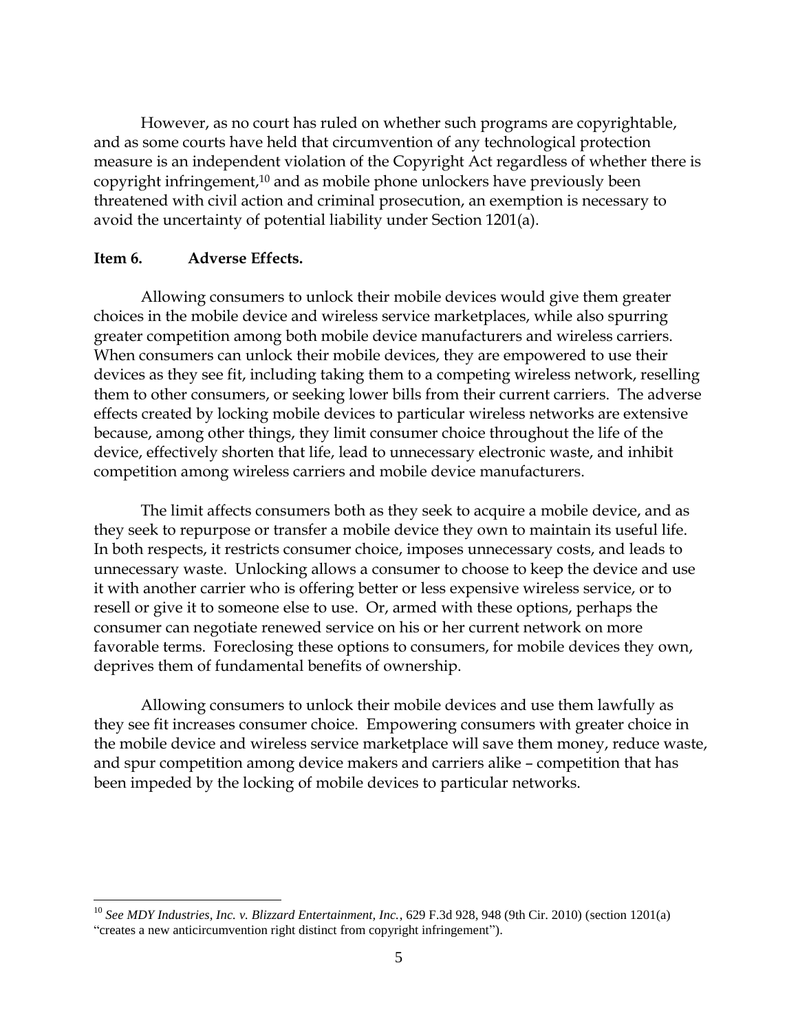However, as no court has ruled on whether such programs are copyrightable, and as some courts have held that circumvention of any technological protection measure is an independent violation of the Copyright Act regardless of whether there is copyright infringement,[10] and as mobile phone unlockers have previously been threatened with civil action and criminal prosecution, an exemption is necessary to avoid the uncertainty of potential liability under Section 1201(a).

**Item 6. Adverse Effects.**

Allowing consumers to unlock their mobile devices would give them greater choices in the mobile device and wireless service marketplaces, while also spurring greater competition among both mobile device manufacturers and wireless carriers. When consumers can unlock their mobile devices, they are empowered to use their devices as they see fit, including taking them to a competing wireless network, reselling them to other consumers, or seeking lower bills from their current carriers. The adverse effects created by locking mobile devices to particular wireless networks are extensive because, among other things, they limit consumer choice throughout the life of the device, effectively shorten that life, lead to unnecessary electronic waste, and inhibit competition among wireless carriers and mobile device manufacturers.

The limit affects consumers both as they seek to acquire a mobile device, and as they seek to repurpose or transfer a mobile device they own to maintain its useful life. In both respects, it restricts consumer choice, imposes unnecessary costs, and leads to unnecessary waste. Unlocking allows a consumer to choose to keep the device and use it with another carrier who is offering better or less expensive wireless service, or to resell or give it to someone else to use. Or, armed with these options, perhaps the consumer can negotiate renewed service on his or her current network on more favorable terms. Foreclosing these options to consumers, for mobile devices they own, deprives them of fundamental benefits of ownership.

Allowing consumers to unlock their mobile devices and use them lawfully as they see fit increases consumer choice. Empowering consumers with greater choice in the mobile device and wireless service marketplace will save them money, reduce waste, and spur competition among device makers and carriers alike – competition that has been impeded by the locking of mobile devices to particular networks.

---

[10] *See MDY Industries, Inc. v. Blizzard Entertainment, Inc.*, 629 F.3d 928, 948 (9th Cir. 2010) (section 1201(a) "creates a new anticircumvention right distinct from copyright infringement").